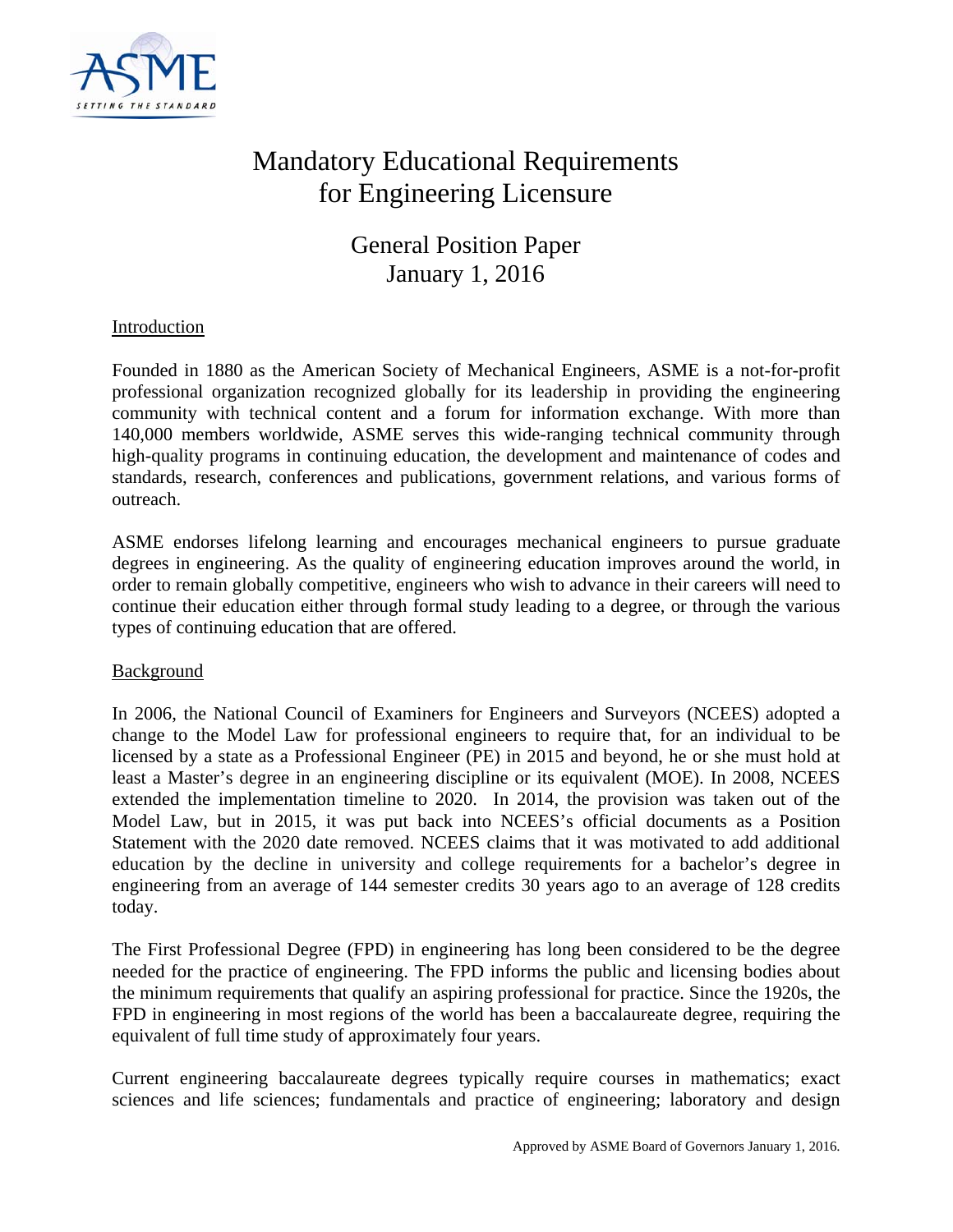# Mandatory Educational Requirements for Engineering Licensure

## General Position Paper
## January 1, 2016

### Introduction

Founded in 1880 as the American Society of Mechanical Engineers, ASME is a not-for-profit professional organization recognized globally for its leadership in providing the engineering community with technical content and a forum for information exchange. With more than 140,000 members worldwide, ASME serves this wide-ranging technical community through high-quality programs in continuing education, the development and maintenance of codes and standards, research, conferences and publications, government relations, and various forms of outreach.

ASME endorses lifelong learning and encourages mechanical engineers to pursue graduate degrees in engineering. As the quality of engineering education improves around the world, in order to remain globally competitive, engineers who wish to advance in their careers will need to continue their education either through formal study leading to a degree, or through the various types of continuing education that are offered.

### Background

In 2006, the National Council of Examiners for Engineers and Surveyors (NCEES) adopted a change to the Model Law for professional engineers to require that, for an individual to be licensed by a state as a Professional Engineer (PE) in 2015 and beyond, he or she must hold at least a Master's degree in an engineering discipline or its equivalent (MOE). In 2008, NCEES extended the implementation timeline to 2020. In 2014, the provision was taken out of the Model Law, but in 2015, it was put back into NCEES's official documents as a Position Statement with the 2020 date removed. NCEES claims that it was motivated to add additional education by the decline in university and college requirements for a bachelor's degree in engineering from an average of 144 semester credits 30 years ago to an average of 128 credits today.

The First Professional Degree (FPD) in engineering has long been considered to be the degree needed for the practice of engineering. The FPD informs the public and licensing bodies about the minimum requirements that qualify an aspiring professional for practice. Since the 1920s, the FPD in engineering in most regions of the world has been a baccalaureate degree, requiring the equivalent of full time study of approximately four years.

Current engineering baccalaureate degrees typically require courses in mathematics; exact sciences and life sciences; fundamentals and practice of engineering; laboratory and design

Approved by ASME Board of Governors January 1, 2016.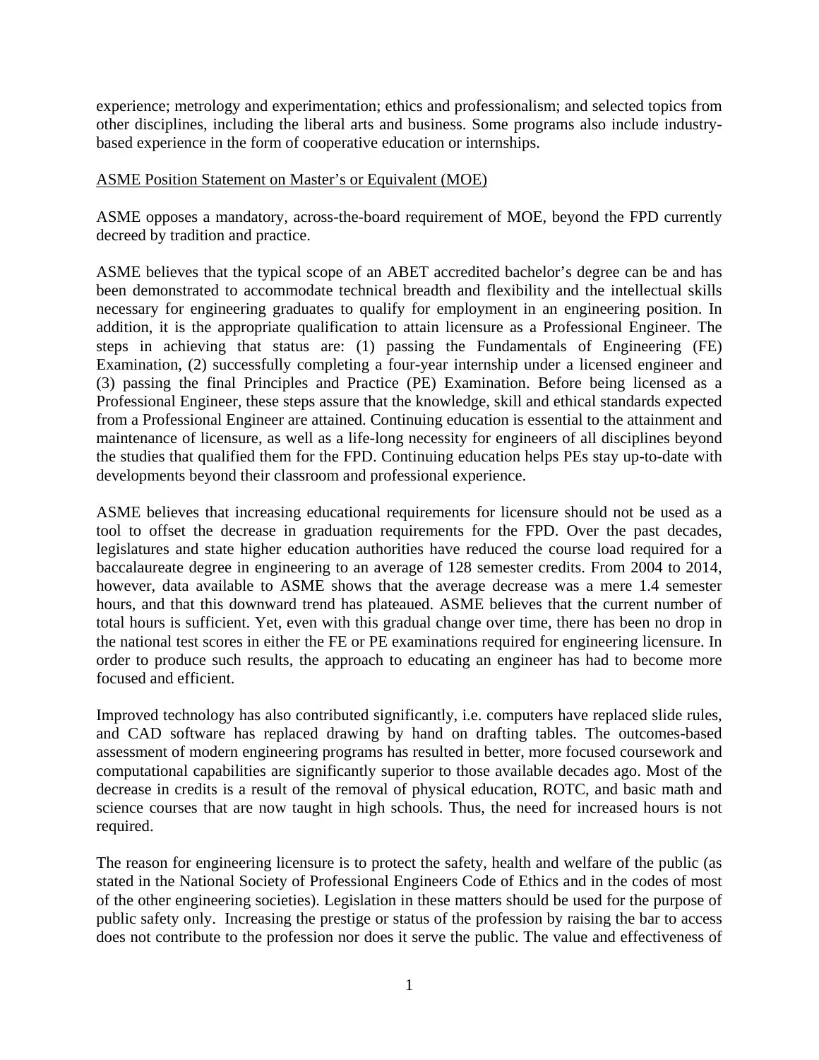experience; metrology and experimentation; ethics and professionalism; and selected topics from other disciplines, including the liberal arts and business. Some programs also include industry-based experience in the form of cooperative education or internships.

<u>ASME Position Statement on Master's or Equivalent (MOE)</u>

ASME opposes a mandatory, across-the-board requirement of MOE, beyond the FPD currently decreed by tradition and practice.

ASME believes that the typical scope of an ABET accredited bachelor's degree can be and has been demonstrated to accommodate technical breadth and flexibility and the intellectual skills necessary for engineering graduates to qualify for employment in an engineering position. In addition, it is the appropriate qualification to attain licensure as a Professional Engineer. The steps in achieving that status are: (1) passing the Fundamentals of Engineering (FE) Examination, (2) successfully completing a four-year internship under a licensed engineer and (3) passing the final Principles and Practice (PE) Examination. Before being licensed as a Professional Engineer, these steps assure that the knowledge, skill and ethical standards expected from a Professional Engineer are attained. Continuing education is essential to the attainment and maintenance of licensure, as well as a life-long necessity for engineers of all disciplines beyond the studies that qualified them for the FPD. Continuing education helps PEs stay up-to-date with developments beyond their classroom and professional experience.

ASME believes that increasing educational requirements for licensure should not be used as a tool to offset the decrease in graduation requirements for the FPD. Over the past decades, legislatures and state higher education authorities have reduced the course load required for a baccalaureate degree in engineering to an average of 128 semester credits. From 2004 to 2014, however, data available to ASME shows that the average decrease was a mere 1.4 semester hours, and that this downward trend has plateaued. ASME believes that the current number of total hours is sufficient. Yet, even with this gradual change over time, there has been no drop in the national test scores in either the FE or PE examinations required for engineering licensure. In order to produce such results, the approach to educating an engineer has had to become more focused and efficient.

Improved technology has also contributed significantly, i.e. computers have replaced slide rules, and CAD software has replaced drawing by hand on drafting tables. The outcomes-based assessment of modern engineering programs has resulted in better, more focused coursework and computational capabilities are significantly superior to those available decades ago. Most of the decrease in credits is a result of the removal of physical education, ROTC, and basic math and science courses that are now taught in high schools. Thus, the need for increased hours is not required.

The reason for engineering licensure is to protect the safety, health and welfare of the public (as stated in the National Society of Professional Engineers Code of Ethics and in the codes of most of the other engineering societies). Legislation in these matters should be used for the purpose of public safety only. Increasing the prestige or status of the profession by raising the bar to access does not contribute to the profession nor does it serve the public. The value and effectiveness of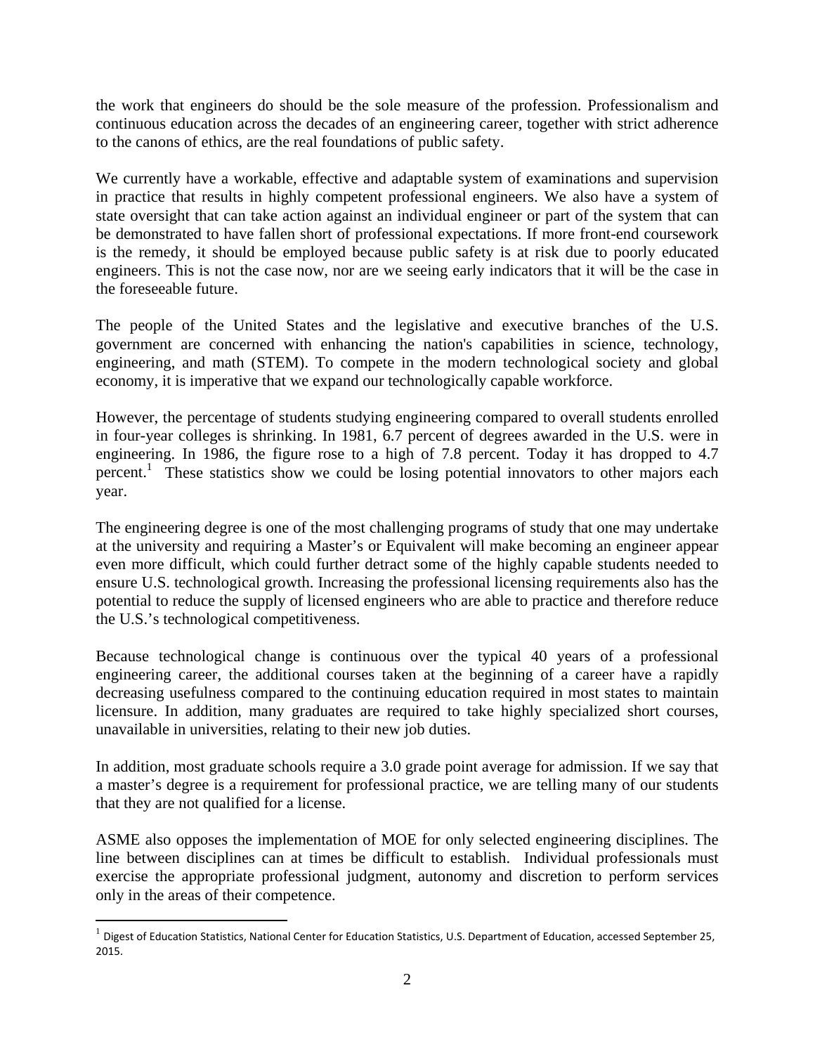the work that engineers do should be the sole measure of the profession. Professionalism and continuous education across the decades of an engineering career, together with strict adherence to the canons of ethics, are the real foundations of public safety.

We currently have a workable, effective and adaptable system of examinations and supervision in practice that results in highly competent professional engineers. We also have a system of state oversight that can take action against an individual engineer or part of the system that can be demonstrated to have fallen short of professional expectations. If more front-end coursework is the remedy, it should be employed because public safety is at risk due to poorly educated engineers. This is not the case now, nor are we seeing early indicators that it will be the case in the foreseeable future.

The people of the United States and the legislative and executive branches of the U.S. government are concerned with enhancing the nation's capabilities in science, technology, engineering, and math (STEM). To compete in the modern technological society and global economy, it is imperative that we expand our technologically capable workforce.

However, the percentage of students studying engineering compared to overall students enrolled in four-year colleges is shrinking. In 1981, 6.7 percent of degrees awarded in the U.S. were in engineering. In 1986, the figure rose to a high of 7.8 percent. Today it has dropped to 4.7 percent.[1] These statistics show we could be losing potential innovators to other majors each year.

The engineering degree is one of the most challenging programs of study that one may undertake at the university and requiring a Master's or Equivalent will make becoming an engineer appear even more difficult, which could further detract some of the highly capable students needed to ensure U.S. technological growth. Increasing the professional licensing requirements also has the potential to reduce the supply of licensed engineers who are able to practice and therefore reduce the U.S.'s technological competitiveness.

Because technological change is continuous over the typical 40 years of a professional engineering career, the additional courses taken at the beginning of a career have a rapidly decreasing usefulness compared to the continuing education required in most states to maintain licensure. In addition, many graduates are required to take highly specialized short courses, unavailable in universities, relating to their new job duties.

In addition, most graduate schools require a 3.0 grade point average for admission. If we say that a master's degree is a requirement for professional practice, we are telling many of our students that they are not qualified for a license.

ASME also opposes the implementation of MOE for only selected engineering disciplines. The line between disciplines can at times be difficult to establish. Individual professionals must exercise the appropriate professional judgment, autonomy and discretion to perform services only in the areas of their competence.

[1] Digest of Education Statistics, National Center for Education Statistics, U.S. Department of Education, accessed September 25, 2015.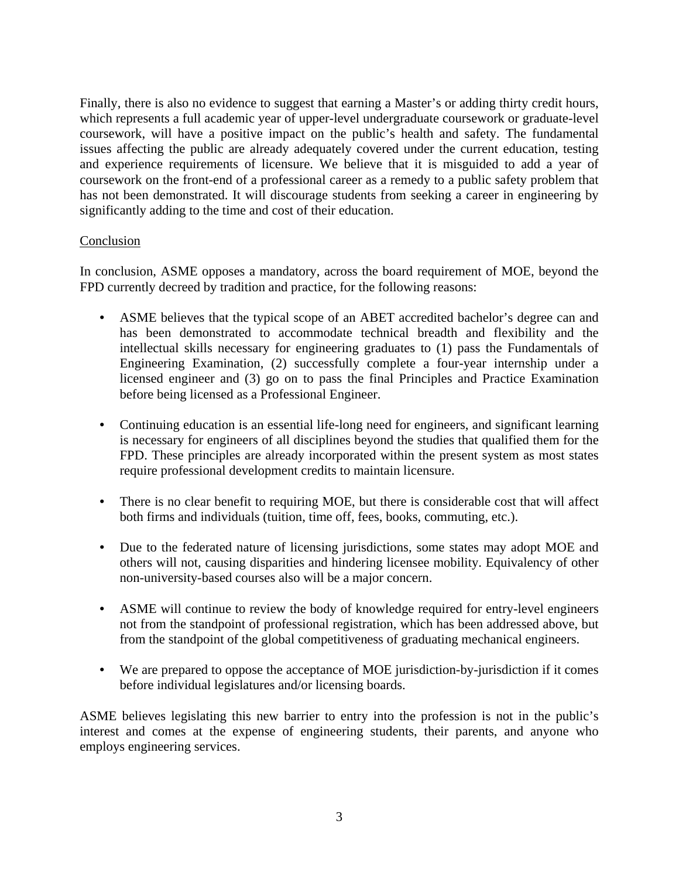Finally, there is also no evidence to suggest that earning a Master's or adding thirty credit hours, which represents a full academic year of upper-level undergraduate coursework or graduate-level coursework, will have a positive impact on the public's health and safety. The fundamental issues affecting the public are already adequately covered under the current education, testing and experience requirements of licensure. We believe that it is misguided to add a year of coursework on the front-end of a professional career as a remedy to a public safety problem that has not been demonstrated. It will discourage students from seeking a career in engineering by significantly adding to the time and cost of their education.

## Conclusion

In conclusion, ASME opposes a mandatory, across the board requirement of MOE, beyond the FPD currently decreed by tradition and practice, for the following reasons:

- ASME believes that the typical scope of an ABET accredited bachelor's degree can and has been demonstrated to accommodate technical breadth and flexibility and the intellectual skills necessary for engineering graduates to (1) pass the Fundamentals of Engineering Examination, (2) successfully complete a four-year internship under a licensed engineer and (3) go on to pass the final Principles and Practice Examination before being licensed as a Professional Engineer.

- Continuing education is an essential life-long need for engineers, and significant learning is necessary for engineers of all disciplines beyond the studies that qualified them for the FPD. These principles are already incorporated within the present system as most states require professional development credits to maintain licensure.

- There is no clear benefit to requiring MOE, but there is considerable cost that will affect both firms and individuals (tuition, time off, fees, books, commuting, etc.).

- Due to the federated nature of licensing jurisdictions, some states may adopt MOE and others will not, causing disparities and hindering licensee mobility. Equivalency of other non-university-based courses also will be a major concern.

- ASME will continue to review the body of knowledge required for entry-level engineers not from the standpoint of professional registration, which has been addressed above, but from the standpoint of the global competitiveness of graduating mechanical engineers.

- We are prepared to oppose the acceptance of MOE jurisdiction-by-jurisdiction if it comes before individual legislatures and/or licensing boards.

ASME believes legislating this new barrier to entry into the profession is not in the public's interest and comes at the expense of engineering students, their parents, and anyone who employs engineering services.